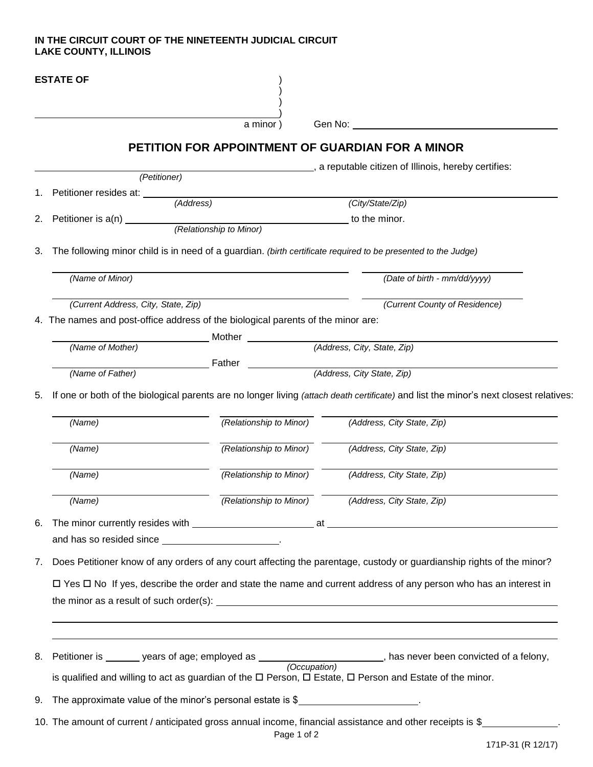**IN THE CIRCUIT COURT OF THE NINETEENTH JUDICIAL CIRCUIT**
**LAKE COUNTY, ILLINOIS**

**ESTATE OF** )
)
)
____________________________________________)
a minor ) Gen No: ______________________________

## PETITION FOR APPOINTMENT OF GUARDIAN FOR A MINOR

______________________________________________, a reputable citizen of Illinois, hereby certifies:
*(Petitioner)*

1. Petitioner resides at: ______________________________ ______________________________
   *(Address)* *(City/State/Zip)*

2. Petitioner is a(n) ______________________________ to the minor.
   *(Relationship to Minor)*

3. The following minor child is in need of a guardian. *(birth certificate required to be presented to the Judge)*

   ______________________________ ______________________________
   *(Name of Minor)* *(Date of birth - mm/dd/yyyy)*

   ______________________________ ______________________________
   *(Current Address, City, State, Zip)* *(Current County of Residence)*

4. The names and post-office address of the biological parents of the minor are:

   ______________________________ Mother ______________________________
   *(Name of Mother)* *(Address, City, State, Zip)*

   ______________________________ Father ______________________________
   *(Name of Father)* *(Address, City State, Zip)*

5. If one or both of the biological parents are no longer living *(attach death certificate)* and list the minor's next closest relatives:

   | *(Name)* | *(Relationship to Minor)* | *(Address, City State, Zip)* |
   |---|---|---|
   | | | |
   | | | |
   | | | |
   | | | |

6. The minor currently resides with ______________________ at ______________________________
   and has so resided since ______________________.

7. Does Petitioner know of any orders of any court affecting the parentage, custody or guardianship rights of the minor?

   ☐ Yes ☐ No If yes, describe the order and state the name and current address of any person who has an interest in the minor as a result of such order(s): ______________________________

   ______________________________________________________________________

   ______________________________________________________________________

8. Petitioner is ______ years of age; employed as ______________________, has never been convicted of a felony,
   *(Occupation)*
   is qualified and willing to act as guardian of the ☐ Person, ☐ Estate, ☐ Person and Estate of the minor.

9. The approximate value of the minor's personal estate is $______________________.

10. The amount of current / anticipated gross annual income, financial assistance and other receipts is $______________.

171P-31 (R 12/17)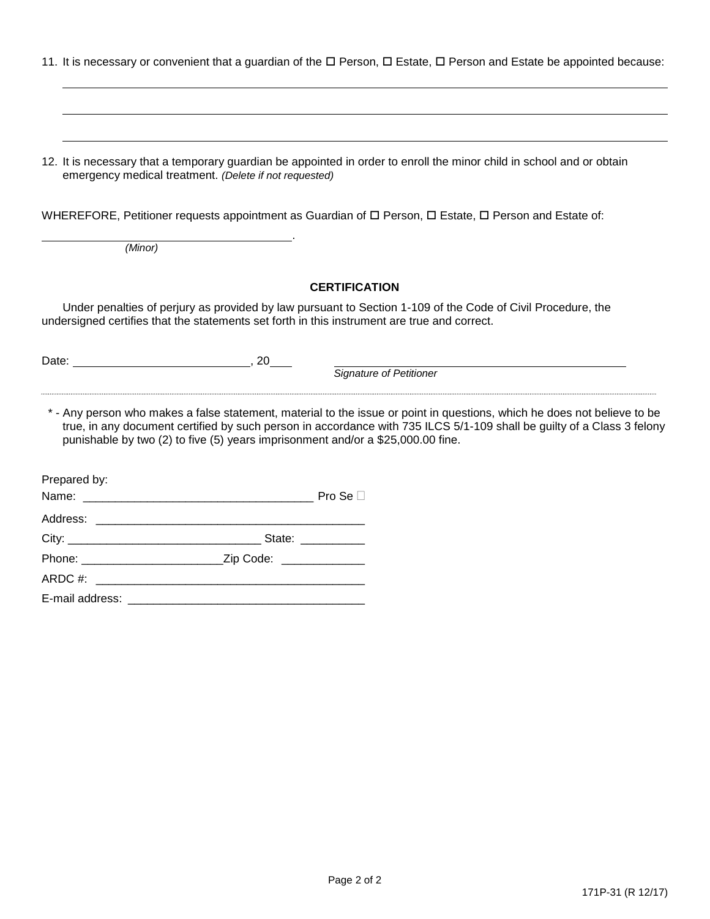11. It is necessary or convenient that a guardian of the ☐ Person, ☐ Estate, ☐ Person and Estate be appointed because:

    \_\_\_\_\_\_\_\_\_\_\_\_\_\_\_\_\_\_\_\_\_\_\_\_\_\_\_\_\_\_\_\_\_\_\_\_\_\_\_\_\_\_\_\_\_\_\_\_\_\_\_\_\_\_\_\_\_\_\_\_

    \_\_\_\_\_\_\_\_\_\_\_\_\_\_\_\_\_\_\_\_\_\_\_\_\_\_\_\_\_\_\_\_\_\_\_\_\_\_\_\_\_\_\_\_\_\_\_\_\_\_\_\_\_\_\_\_\_\_\_\_

    \_\_\_\_\_\_\_\_\_\_\_\_\_\_\_\_\_\_\_\_\_\_\_\_\_\_\_\_\_\_\_\_\_\_\_\_\_\_\_\_\_\_\_\_\_\_\_\_\_\_\_\_\_\_\_\_\_\_\_\_

12. It is necessary that a temporary guardian be appointed in order to enroll the minor child in school and or obtain emergency medical treatment. *(Delete if not requested)*

WHEREFORE, Petitioner requests appointment as Guardian of ☐ Person, ☐ Estate, ☐ Person and Estate of:

\_\_\_\_\_\_\_\_\_\_\_\_\_\_\_\_\_\_\_\_\_\_\_\_\_\_\_\_\_\_\_\_\_\_\_\_\_\_\_\_.
*(Minor)*

**CERTIFICATION**

Under penalties of perjury as provided by law pursuant to Section 1-109 of the Code of Civil Procedure, the undersigned certifies that the statements set forth in this instrument are true and correct.

Date: \_\_\_\_\_\_\_\_\_\_\_\_\_\_\_\_\_\_\_\_\_\_\_\_\_\_\_\_, 20\_\_\_ \_\_\_\_\_\_\_\_\_\_\_\_\_\_\_\_\_\_\_\_\_\_\_\_\_\_\_\_\_\_\_\_\_\_\_\_\_\_\_\_\_\_\_\_\_\_
*Signature of Petitioner*

\* - Any person who makes a false statement, material to the issue or point in questions, which he does not believe to be true, in any document certified by such person in accordance with 735 ILCS 5/1-109 shall be guilty of a Class 3 felony punishable by two (2) to five (5) years imprisonment and/or a $25,000.00 fine.

Prepared by:
Name: \_\_\_\_\_\_\_\_\_\_\_\_\_\_\_\_\_\_\_\_\_\_\_\_\_\_\_\_\_\_\_\_\_\_\_\_\_ Pro Se ☐
Address: \_\_\_\_\_\_\_\_\_\_\_\_\_\_\_\_\_\_\_\_\_\_\_\_\_\_\_\_\_\_\_\_\_\_\_\_\_\_\_\_\_\_\_\_
City: \_\_\_\_\_\_\_\_\_\_\_\_\_\_\_\_\_\_\_\_\_\_\_\_\_\_\_\_\_\_ State: \_\_\_\_\_\_\_\_\_\_
Phone: \_\_\_\_\_\_\_\_\_\_\_\_\_\_\_\_\_\_\_\_\_\_Zip Code: \_\_\_\_\_\_\_\_\_\_\_\_\_
ARDC #: \_\_\_\_\_\_\_\_\_\_\_\_\_\_\_\_\_\_\_\_\_\_\_\_\_\_\_\_\_\_\_\_\_\_\_\_\_\_\_\_\_\_\_\_
E-mail address: \_\_\_\_\_\_\_\_\_\_\_\_\_\_\_\_\_\_\_\_\_\_\_\_\_\_\_\_\_\_\_\_\_\_\_\_\_\_

171P-31 (R 12/17)